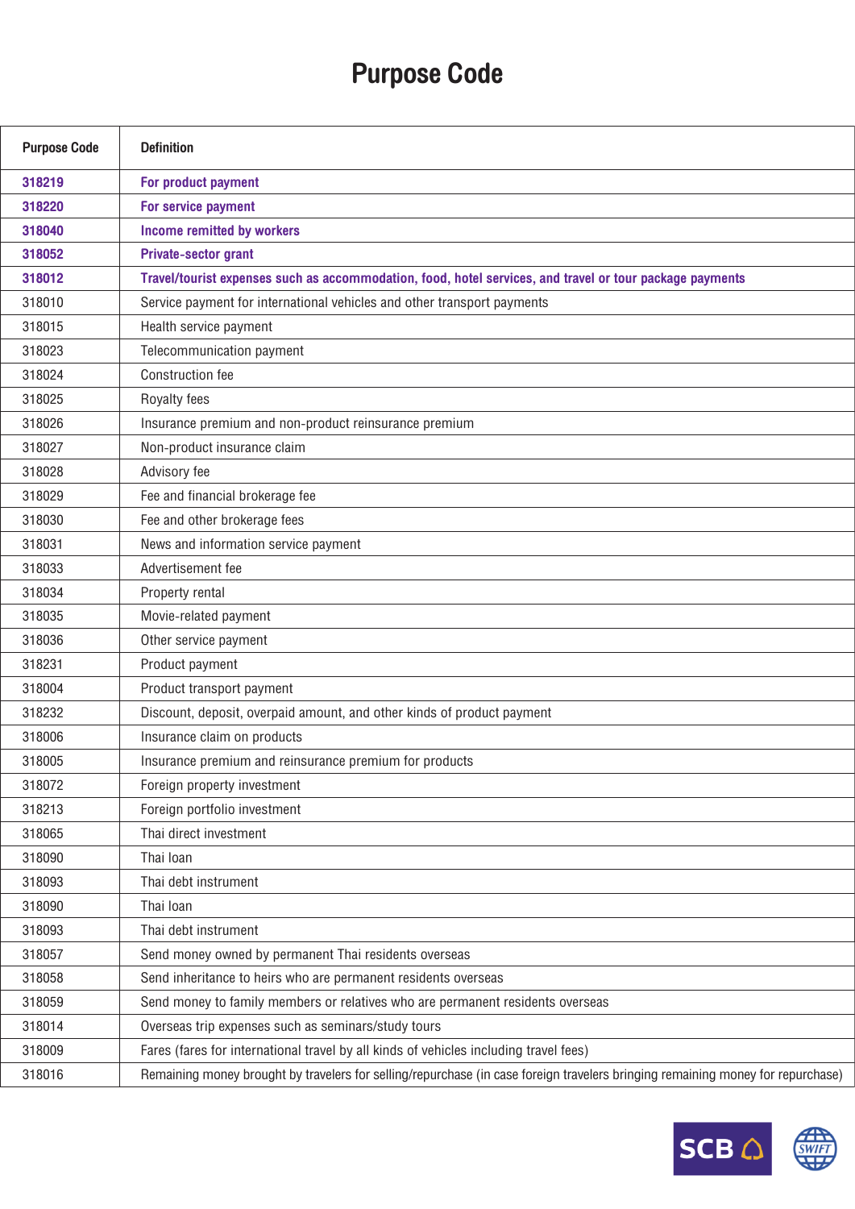# Purpose Code

| Purpose Code | Definition |
|---|---|
| **318219** | **For product payment** |
| **318220** | **For service payment** |
| **318040** | **Income remitted by workers** |
| **318052** | **Private-sector grant** |
| **318012** | **Travel/tourist expenses such as accommodation, food, hotel services, and travel or tour package payments** |
| 318010 | Service payment for international vehicles and other transport payments |
| 318015 | Health service payment |
| 318023 | Telecommunication payment |
| 318024 | Construction fee |
| 318025 | Royalty fees |
| 318026 | Insurance premium and non-product reinsurance premium |
| 318027 | Non-product insurance claim |
| 318028 | Advisory fee |
| 318029 | Fee and financial brokerage fee |
| 318030 | Fee and other brokerage fees |
| 318031 | News and information service payment |
| 318033 | Advertisement fee |
| 318034 | Property rental |
| 318035 | Movie-related payment |
| 318036 | Other service payment |
| 318231 | Product payment |
| 318004 | Product transport payment |
| 318232 | Discount, deposit, overpaid amount, and other kinds of product payment |
| 318006 | Insurance claim on products |
| 318005 | Insurance premium and reinsurance premium for products |
| 318072 | Foreign property investment |
| 318213 | Foreign portfolio investment |
| 318065 | Thai direct investment |
| 318090 | Thai loan |
| 318093 | Thai debt instrument |
| 318090 | Thai loan |
| 318093 | Thai debt instrument |
| 318057 | Send money owned by permanent Thai residents overseas |
| 318058 | Send inheritance to heirs who are permanent residents overseas |
| 318059 | Send money to family members or relatives who are permanent residents overseas |
| 318014 | Overseas trip expenses such as seminars/study tours |
| 318009 | Fares (fares for international travel by all kinds of vehicles including travel fees) |
| 318016 | Remaining money brought by travelers for selling/repurchase (in case foreign travelers bringing remaining money for repurchase) |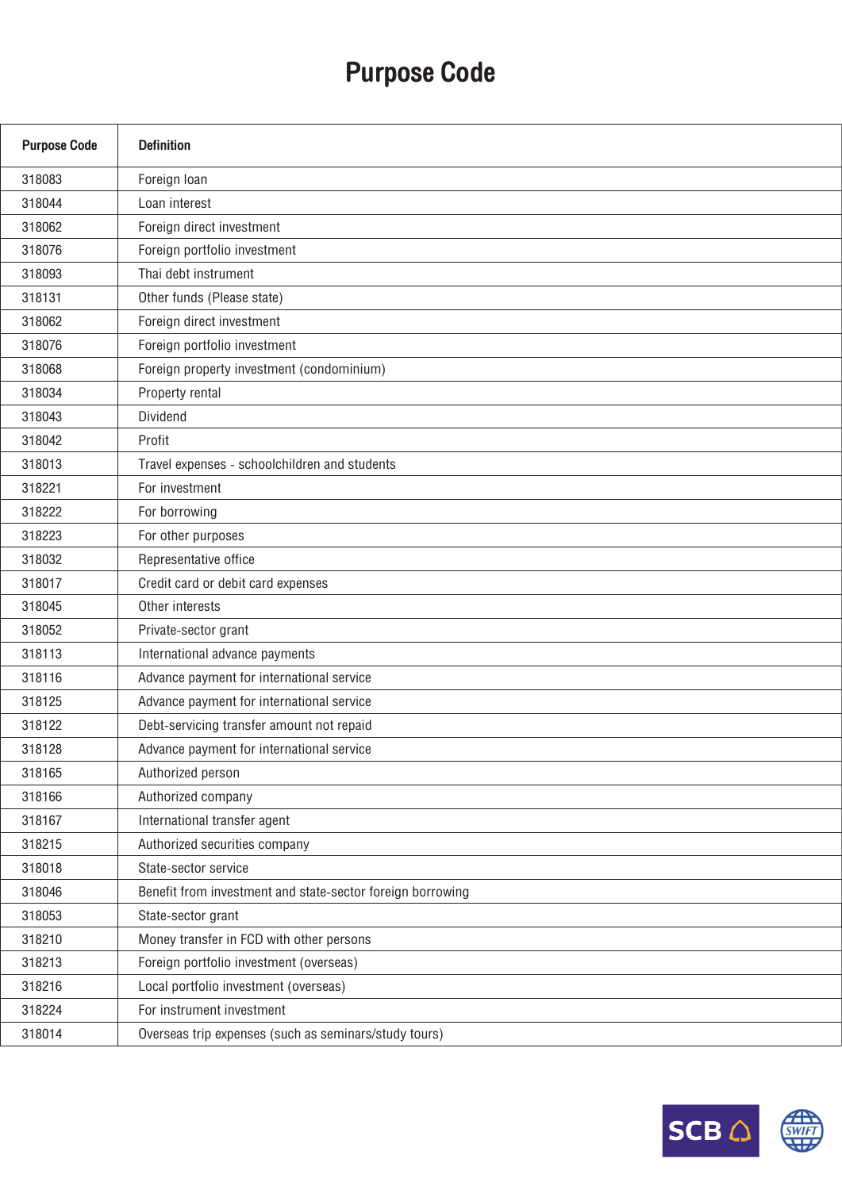# Purpose Code

| Purpose Code | Definition |
|---|---|
| 318083 | Foreign loan |
| 318044 | Loan interest |
| 318062 | Foreign direct investment |
| 318076 | Foreign portfolio investment |
| 318093 | Thai debt instrument |
| 318131 | Other funds (Please state) |
| 318062 | Foreign direct investment |
| 318076 | Foreign portfolio investment |
| 318068 | Foreign property investment (condominium) |
| 318034 | Property rental |
| 318043 | Dividend |
| 318042 | Profit |
| 318013 | Travel expenses - schoolchildren and students |
| 318221 | For investment |
| 318222 | For borrowing |
| 318223 | For other purposes |
| 318032 | Representative office |
| 318017 | Credit card or debit card expenses |
| 318045 | Other interests |
| 318052 | Private-sector grant |
| 318113 | International advance payments |
| 318116 | Advance payment for international service |
| 318125 | Advance payment for international service |
| 318122 | Debt-servicing transfer amount not repaid |
| 318128 | Advance payment for international service |
| 318165 | Authorized person |
| 318166 | Authorized company |
| 318167 | International transfer agent |
| 318215 | Authorized securities company |
| 318018 | State-sector service |
| 318046 | Benefit from investment and state-sector foreign borrowing |
| 318053 | State-sector grant |
| 318210 | Money transfer in FCD with other persons |
| 318213 | Foreign portfolio investment (overseas) |
| 318216 | Local portfolio investment (overseas) |
| 318224 | For instrument investment |
| 318014 | Overseas trip expenses (such as seminars/study tours) |